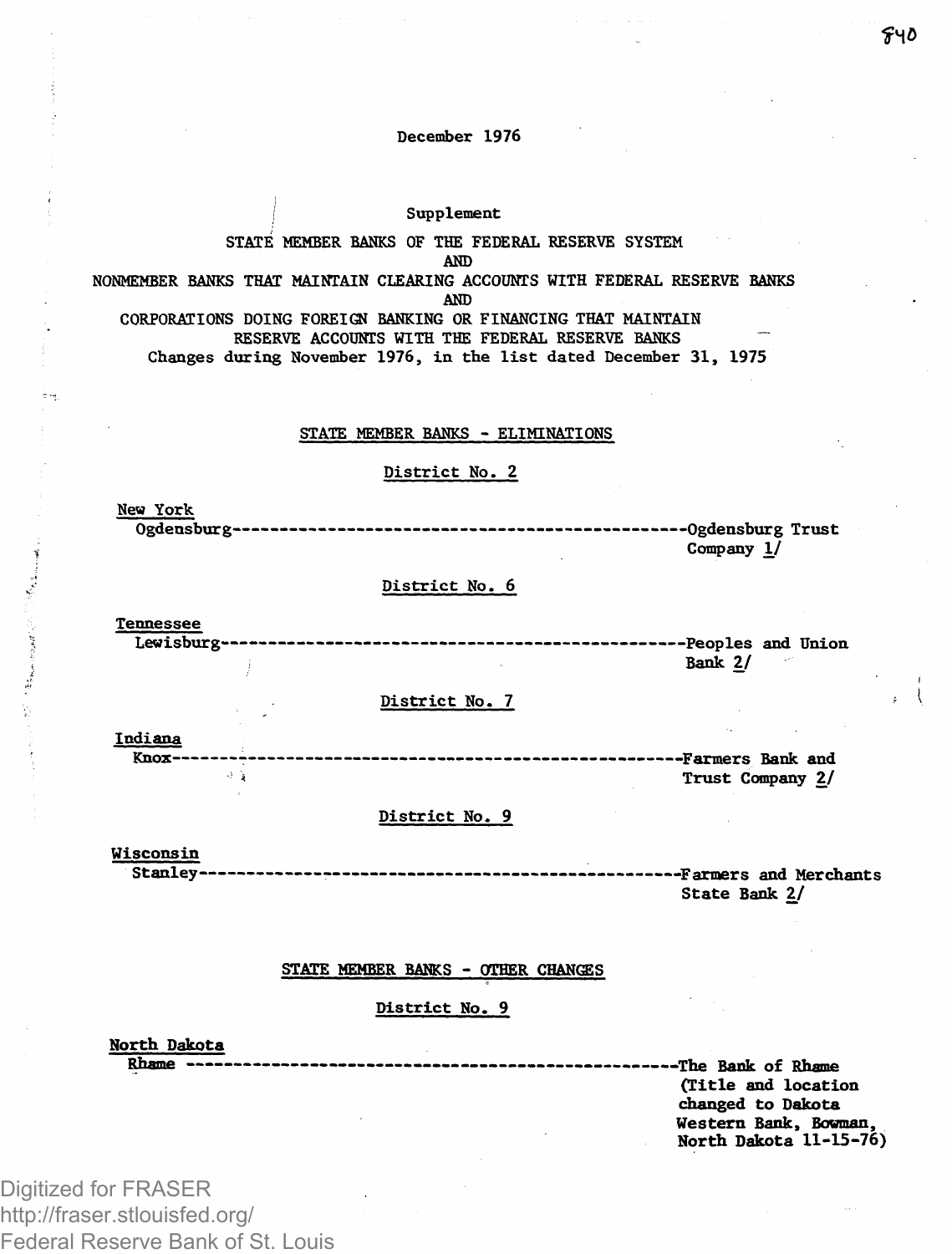December 1976

Supplement

STATE MEMBER BANKS OF THE FEDERAL RESERVE SYSTEM

AND

NONMEMBER BANKS THAT MAINTAIN CLEARING ACCOUNTS WITH FEDERAL RESERVE BANKS

AND

CORPORATIONS DOING FOREIGN BANKING OR FINANCING THAT MAINTAIN RESERVE ACCOUNTS WITH THE FEDERAL RESERVE BANKS

Changes during November 1976, in the list dated December 31, 1975

## STATE MEMBER BANKS - ELIMINATIONS

### District No. 2

**New York**

Ogdensburg-------------------------------------------------Ogdensburg Trust Company 1/

### District No. 6

**Tennessee**

Lewisburg--------------------------------------------------Peoples and Union Bank 2/

### District No. 7

**Indiana**

Knox-------------------------------------------------------Farmers Bank and Trust Company 2/

### District No. 9

**Wisconsin**

Stanley----------------------------------------------------Farmers and Merchants State Bank 2/

## STATE MEMBER BANKS - OTHER CHANGES

### District No. 9

**North Dakota**

Rhame -----------------------------------------------------The Bank of Rhame (Title and location changed to Dakota Western Bank, Bowman, North Dakota 11-15-76)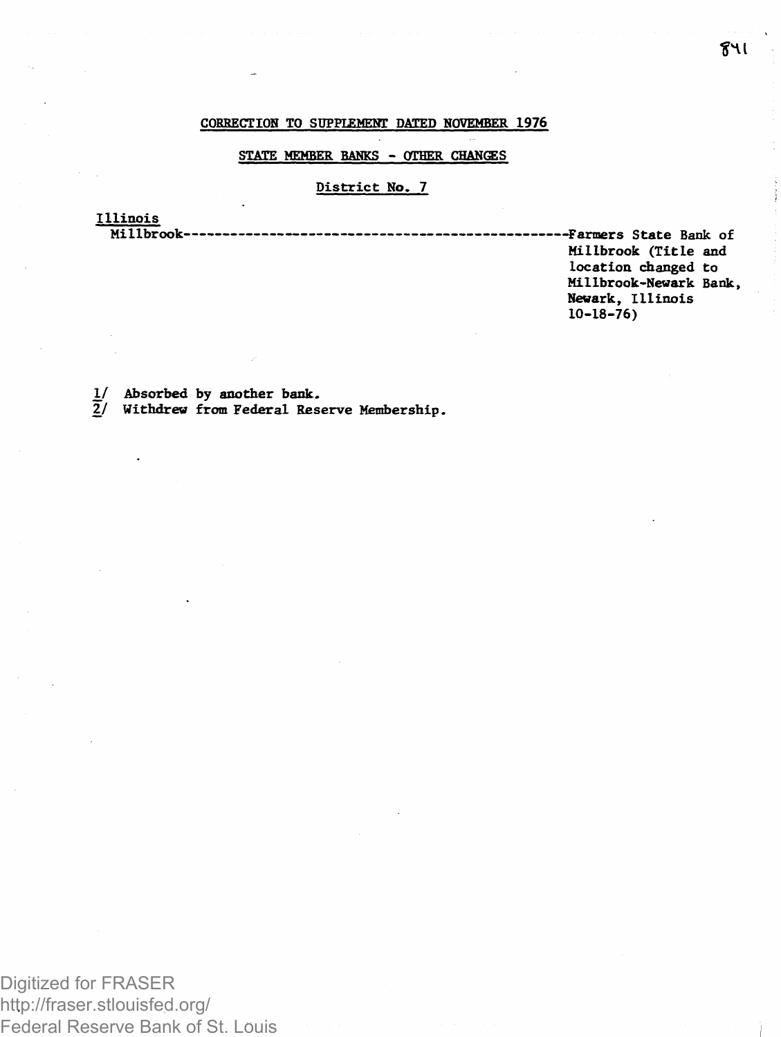## CORRECTION TO SUPPLEMENT DATED NOVEMBER 1976

### STATE MEMBER BANKS - OTHER CHANGES

### District No. 7

**Illinois**

Millbrook---------------------------------------------------Farmers State Bank of Millbrook (Title and location changed to Millbrook-Newark Bank, Newark, Illinois 10-18-76)

1/ Absorbed by another bank.
2/ Withdrew from Federal Reserve Membership.